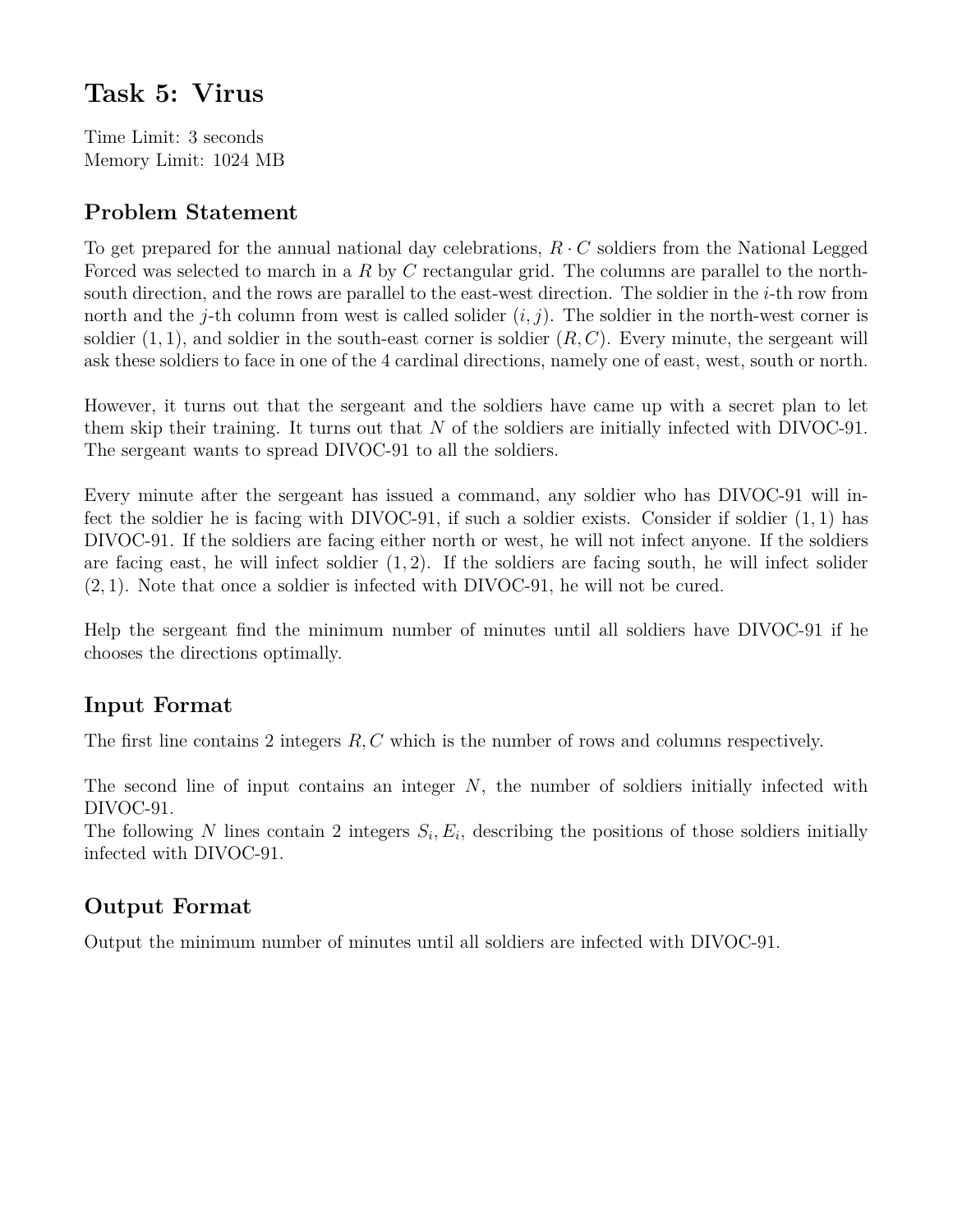# Task 5: Virus

Time Limit: 3 seconds
Memory Limit: 1024 MB

## Problem Statement

To get prepared for the annual national day celebrations, $R \cdot C$ soldiers from the National Legged Forced was selected to march in a $R$ by $C$ rectangular grid. The columns are parallel to the north-south direction, and the rows are parallel to the east-west direction. The soldier in the $i$-th row from north and the $j$-th column from west is called solider $(i, j)$. The soldier in the north-west corner is soldier $(1, 1)$, and soldier in the south-east corner is soldier $(R, C)$. Every minute, the sergeant will ask these soldiers to face in one of the 4 cardinal directions, namely one of east, west, south or north.

However, it turns out that the sergeant and the soldiers have came up with a secret plan to let them skip their training. It turns out that $N$ of the soldiers are initially infected with DIVOC-91. The sergeant wants to spread DIVOC-91 to all the soldiers.

Every minute after the sergeant has issued a command, any soldier who has DIVOC-91 will infect the soldier he is facing with DIVOC-91, if such a soldier exists. Consider if soldier $(1, 1)$ has DIVOC-91. If the soldiers are facing either north or west, he will not infect anyone. If the soldiers are facing east, he will infect soldier $(1, 2)$. If the soldiers are facing south, he will infect solider $(2, 1)$. Note that once a soldier is infected with DIVOC-91, he will not be cured.

Help the sergeant find the minimum number of minutes until all soldiers have DIVOC-91 if he chooses the directions optimally.

## Input Format

The first line contains 2 integers $R, C$ which is the number of rows and columns respectively.

The second line of input contains an integer $N$, the number of soldiers initially infected with DIVOC-91.
The following $N$ lines contain 2 integers $S_i, E_i$, describing the positions of those soldiers initially infected with DIVOC-91.

## Output Format

Output the minimum number of minutes until all soldiers are infected with DIVOC-91.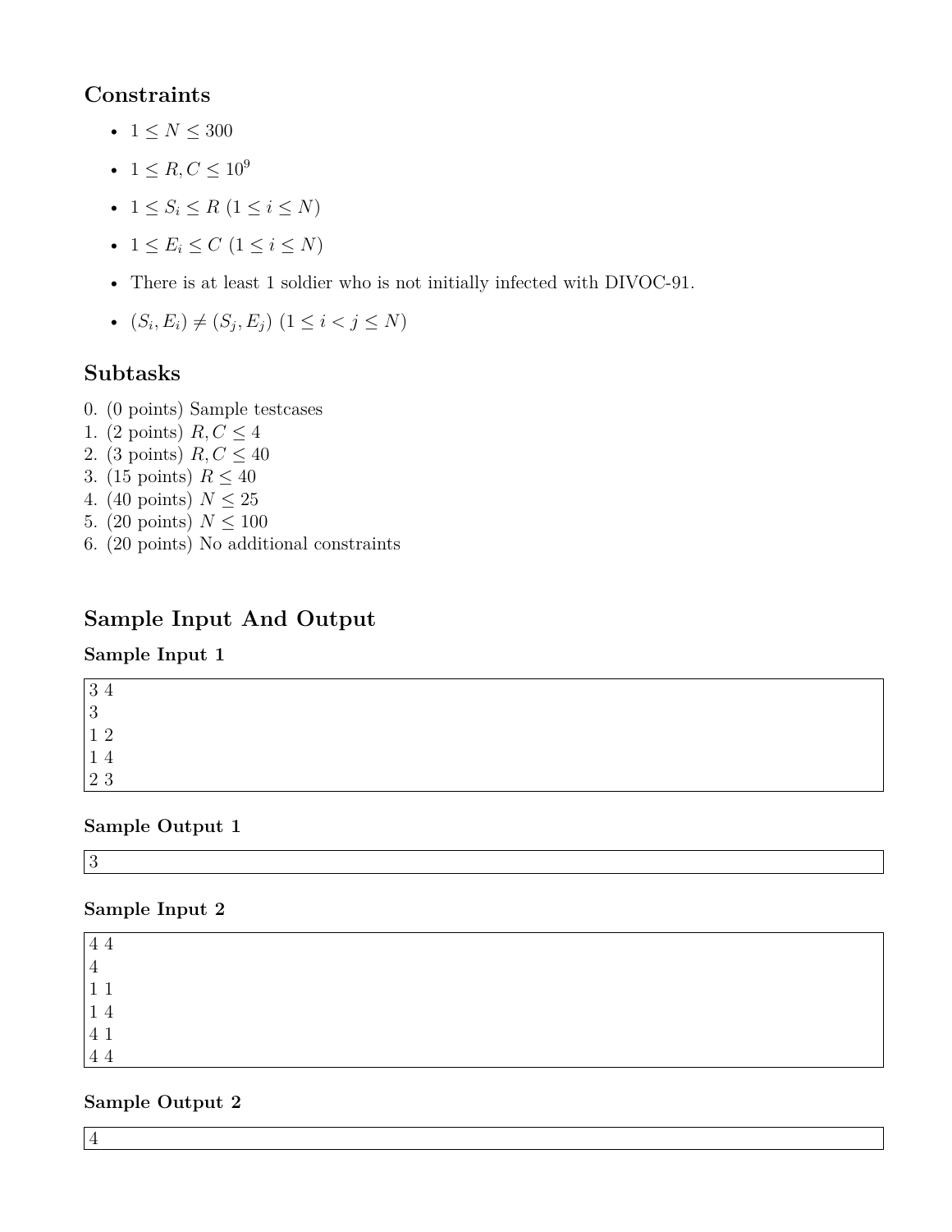## Constraints

- $1 \leq N \leq 300$
- $1 \leq R, C \leq 10^9$
- $1 \leq S_i \leq R$ $(1 \leq i \leq N)$
- $1 \leq E_i \leq C$ $(1 \leq i \leq N)$
- There is at least 1 soldier who is not initially infected with DIVOC-91.
- $(S_i, E_i) \neq (S_j, E_j)$ $(1 \leq i < j \leq N)$

## Subtasks

0. (0 points) Sample testcases
1. (2 points) $R, C \leq 4$
2. (3 points) $R, C \leq 40$
3. (15 points) $R \leq 40$
4. (40 points) $N \leq 25$
5. (20 points) $N \leq 100$
6. (20 points) No additional constraints

## Sample Input And Output

### Sample Input 1

```
3 4
3
1 2
1 4
2 3
```

### Sample Output 1

```
3
```

### Sample Input 2

```
4 4
4
1 1
1 4
4 1
4 4
```

### Sample Output 2

```
4
```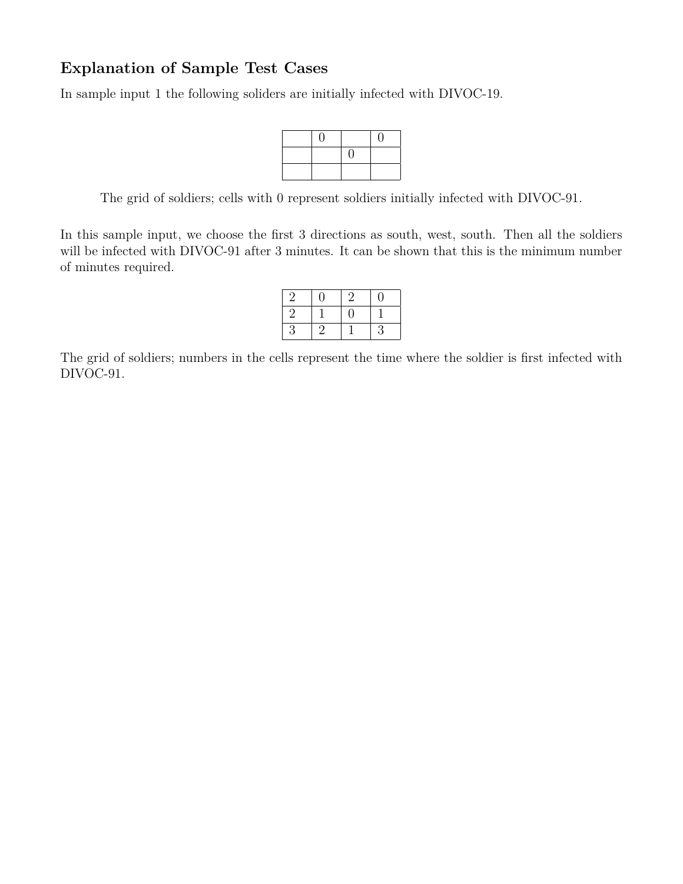## Explanation of Sample Test Cases

In sample input 1 the following soliders are initially infected with DIVOC-19.

| | | | |
|---|---|---|---|
| | 0 | | 0 |
| | | 0 | |
| | | | |

The grid of soldiers; cells with 0 represent soldiers initially infected with DIVOC-91.

In this sample input, we choose the first 3 directions as south, west, south. Then all the soldiers will be infected with DIVOC-91 after 3 minutes. It can be shown that this is the minimum number of minutes required.

| | | | |
|---|---|---|---|
| 2 | 0 | 2 | 0 |
| 2 | 1 | 0 | 1 |
| 3 | 2 | 1 | 3 |

The grid of soldiers; numbers in the cells represent the time where the soldier is first infected with DIVOC-91.